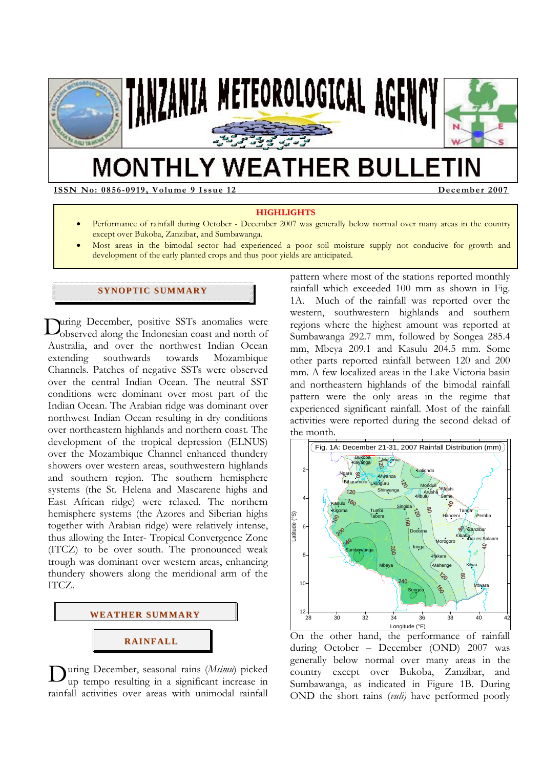# TANZANIA METEOROLOGICAL AGENCY

# MONTHLY WEATHER BULLETIN

**ISSN No: 0856-0919, Volume 9 Issue 12** **December 2007**

**HIGHLIGHTS**

- Performance of rainfall during October - December 2007 was generally below normal over many areas in the country except over Bukoba, Zanzibar, and Sumbawanga.
- Most areas in the bimodal sector had experienced a poor soil moisture supply not conducive for growth and development of the early planted crops and thus poor yields are anticipated.

## SYNOPTIC SUMMARY

During December, positive SSTs anomalies were observed along the Indonesian coast and north of Australia, and over the northwest Indian Ocean extending southwards towards Mozambique Channels. Patches of negative SSTs were observed over the central Indian Ocean. The neutral SST conditions were dominant over most part of the Indian Ocean. The Arabian ridge was dominant over northwest Indian Ocean resulting in dry conditions over northeastern highlands and northern coast. The development of the tropical depression (ELNUS) over the Mozambique Channel enhanced thundery showers over western areas, southwestern highlands and southern region. The southern hemisphere systems (the St. Helena and Mascarene highs and East African ridge) were relaxed. The northern hemisphere systems (the Azores and Siberian highs together with Arabian ridge) were relatively intense, thus allowing the Inter- Tropical Convergence Zone (ITCZ) to be over south. The pronounced weak trough was dominant over western areas, enhancing thundery showers along the meridional arm of the ITCZ.

## WEATHER SUMMARY

### RAINFALL

During December, seasonal rains (*Msimu*) picked up tempo resulting in a significant increase in rainfall activities over areas with unimodal rainfall pattern where most of the stations reported monthly rainfall which exceeded 100 mm as shown in Fig. 1A. Much of the rainfall was reported over the western, southwestern highlands and southern regions where the highest amount was reported at Sumbawanga 292.7 mm, followed by Songea 285.4 mm, Mbeya 209.1 and Kasulu 204.5 mm. Some other parts reported rainfall between 120 and 200 mm. A few localized areas in the Lake Victoria basin and northeastern highlands of the bimodal rainfall pattern were the only areas in the regime that experienced significant rainfall. Most of the rainfall activities were reported during the second dekad of the month.

Fig. 1A: December 21-31, 2007 Rainfall Distribution (mm)

On the other hand, the performance of rainfall during October – December (OND) 2007 was generally below normal over many areas in the country except over Bukoba, Zanzibar, and Sumbawanga, as indicated in Figure 1B. During OND the short rains (*vuli*) have performed poorly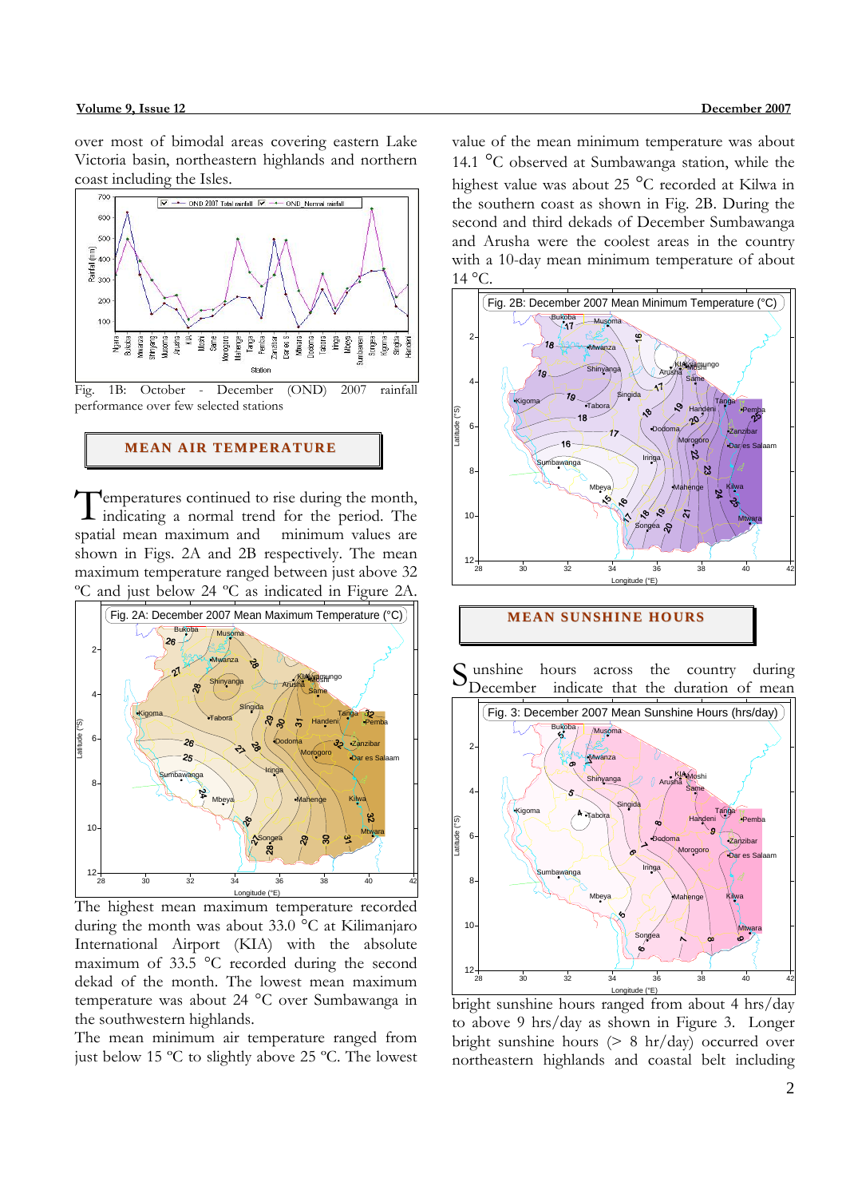over most of bimodal areas covering eastern Lake Victoria basin, northeastern highlands and northern coast including the Isles.

OND 2007 Total rainfall
OND Normal rainfall
Rainfall (mm)
700
600
500
400
300
200
100
Station
Ngara
Bukoba
Mwanza
Shinyanga
Musoma
Arusha
KIA
Moshi
Same
Morogoro
Mahenge
Tanga
Pemba
Zanzibar
Dar es S
Mtwara
Dodoma
Tabora
Iringa
Mbeya
Sumbawanga
Songea
Kigoma
Singida
Handeni

Fig. 1B: October - December (OND) 2007 rainfall performance over few selected stations

## MEAN AIR TEMPERATURE

Temperatures continued to rise during the month, indicating a normal trend for the period. The spatial mean maximum and minimum values are shown in Figs. 2A and 2B respectively. The mean maximum temperature ranged between just above 32 ºC and just below 24 ºC as indicated in Figure 2A.

Fig. 2A: December 2007 Mean Maximum Temperature (°C)

The highest mean maximum temperature recorded during the month was about 33.0 °C at Kilimanjaro International Airport (KIA) with the absolute maximum of 33.5 °C recorded during the second dekad of the month. The lowest mean maximum temperature was about 24 °C over Sumbawanga in the southwestern highlands.

The mean minimum air temperature ranged from just below 15 ºC to slightly above 25 ºC. The lowest value of the mean minimum temperature was about 14.1 °C observed at Sumbawanga station, while the highest value was about 25 °C recorded at Kilwa in the southern coast as shown in Fig. 2B. During the second and third dekads of December Sumbawanga and Arusha were the coolest areas in the country with a 10-day mean minimum temperature of about 14 °C.

Fig. 2B: December 2007 Mean Minimum Temperature (°C)

## MEAN SUNSHINE HOURS

Sunshine hours across the country during December indicate that the duration of mean bright sunshine hours ranged from about 4 hrs/day to above 9 hrs/day as shown in Figure 3. Longer bright sunshine hours (> 8 hr/day) occurred over northeastern highlands and coastal belt including

Fig. 3: December 2007 Mean Sunshine Hours (hrs/day)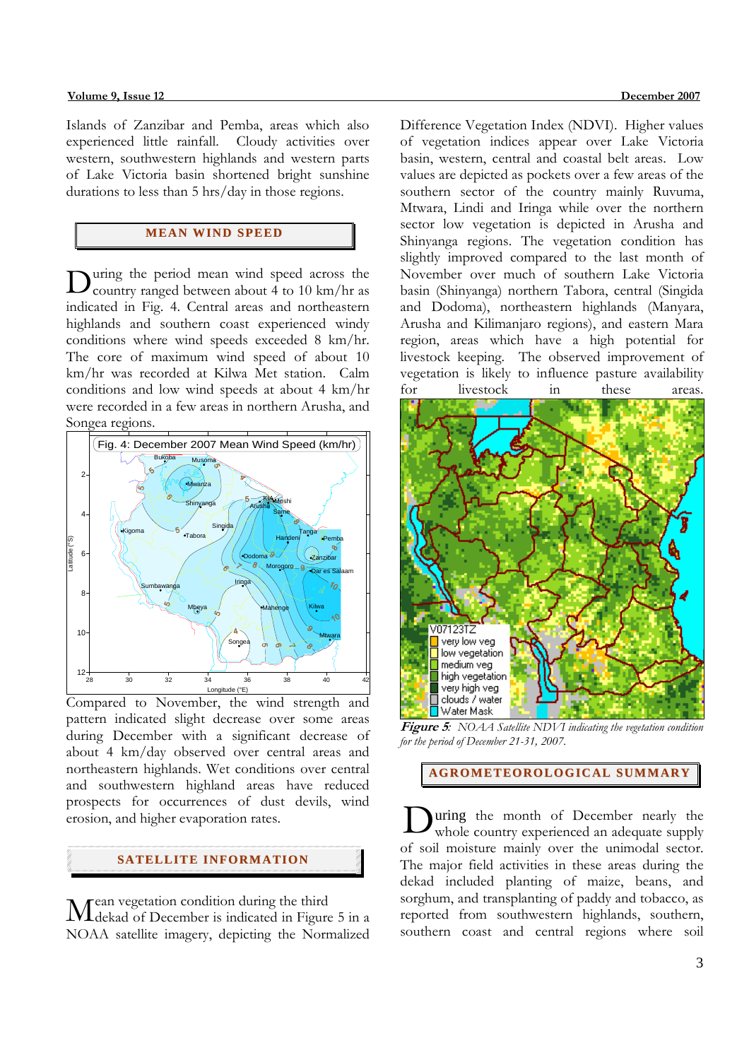Islands of Zanzibar and Pemba, areas which also experienced little rainfall. Cloudy activities over western, southwestern highlands and western parts of Lake Victoria basin shortened bright sunshine durations to less than 5 hrs/day in those regions.

## MEAN WIND SPEED

During the period mean wind speed across the country ranged between about 4 to 10 km/hr as indicated in Fig. 4. Central areas and northeastern highlands and southern coast experienced windy conditions where wind speeds exceeded 8 km/hr. The core of maximum wind speed of about 10 km/hr was recorded at Kilwa Met station. Calm conditions and low wind speeds at about 4 km/hr were recorded in a few areas in northern Arusha, and Songea regions.

Fig. 4: December 2007 Mean Wind Speed (km/hr)

Latitude (°S)

Longitude (°E)

2
4
6
8
10
12

28
30
32
34
36
38
40
42

Bukoba
Musoma
Mwanza
Shinyanga
Arusha
KIA
Moshi
Same
Singida
Kigoma
Tabora
Handeni
Tanga
Pemba
Zanzibar
Dodoma
Morogoro
Dar es Salaam
Iringa
Sumbawanga
Mbeya
Mahenge
Kilwa
Mtwara
Songea

4
5
6
7
8
9
10

Compared to November, the wind strength and pattern indicated slight decrease over some areas during December with a significant decrease of about 4 km/day observed over central areas and northeastern highlands. Wet conditions over central and southwestern highland areas have reduced prospects for occurrences of dust devils, wind erosion, and higher evaporation rates.

## SATELLITE INFORMATION

Mean vegetation condition during the third dekad of December is indicated in Figure 5 in a NOAA satellite imagery, depicting the Normalized Difference Vegetation Index (NDVI). Higher values of vegetation indices appear over Lake Victoria basin, western, central and coastal belt areas. Low values are depicted as pockets over a few areas of the southern sector of the country mainly Ruvuma, Mtwara, Lindi and Iringa while over the northern sector low vegetation is depicted in Arusha and Shinyanga regions. The vegetation condition has slightly improved compared to the last month of November over much of southern Lake Victoria basin (Shinyanga) northern Tabora, central (Singida and Dodoma), northeastern highlands (Manyara, Arusha and Kilimanjaro regions), and eastern Mara region, areas which have a high potential for livestock keeping. The observed improvement of vegetation is likely to influence pasture availability for livestock in these areas.

V07123TZ
very low veg
low vegetation
medium veg
high vegetation
very high veg
clouds / water
Water Mask

***Figure 5**: NOAA Satellite NDVI indicating the vegetation condition for the period of December 21-31, 2007.*

## AGROMETEOROLOGICAL SUMMARY

During the month of December nearly the whole country experienced an adequate supply of soil moisture mainly over the unimodal sector. The major field activities in these areas during the dekad included planting of maize, beans, and sorghum, and transplanting of paddy and tobacco, as reported from southwestern highlands, southern, southern coast and central regions where soil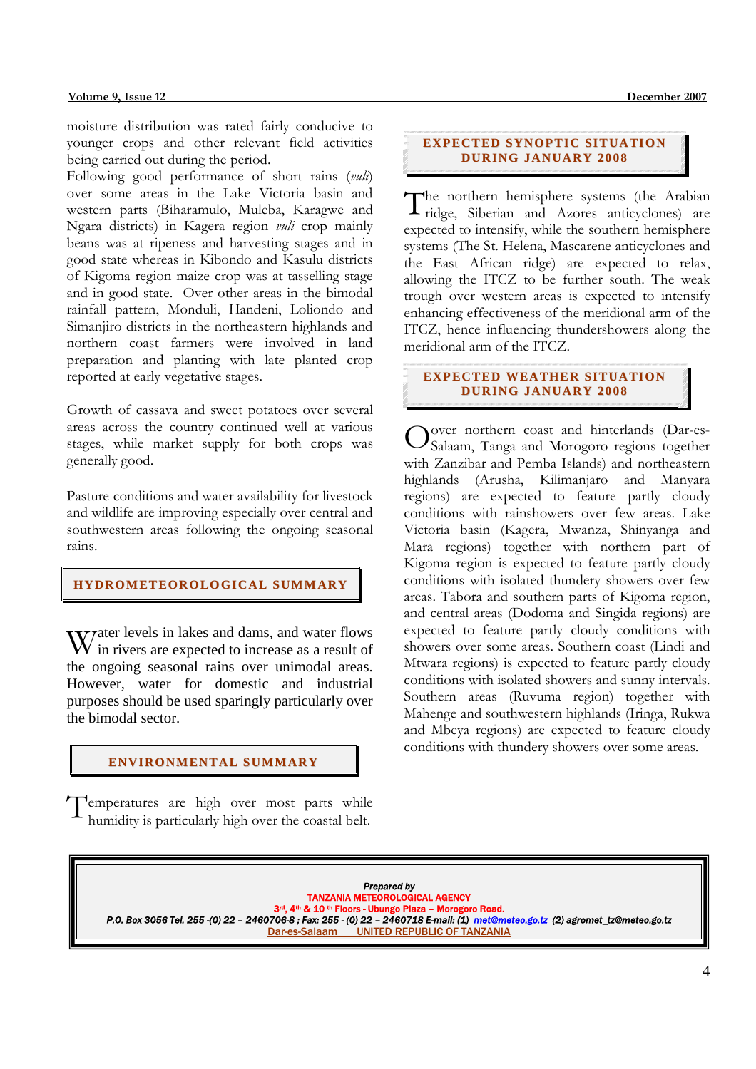moisture distribution was rated fairly conducive to younger crops and other relevant field activities being carried out during the period.

Following good performance of short rains (*vuli*) over some areas in the Lake Victoria basin and western parts (Biharamulo, Muleba, Karagwe and Ngara districts) in Kagera region *vuli* crop mainly beans was at ripeness and harvesting stages and in good state whereas in Kibondo and Kasulu districts of Kigoma region maize crop was at tasselling stage and in good state. Over other areas in the bimodal rainfall pattern, Monduli, Handeni, Loliondo and Simanjiro districts in the northeastern highlands and northern coast farmers were involved in land preparation and planting with late planted crop reported at early vegetative stages.

Growth of cassava and sweet potatoes over several areas across the country continued well at various stages, while market supply for both crops was generally good.

Pasture conditions and water availability for livestock and wildlife are improving especially over central and southwestern areas following the ongoing seasonal rains.

## HYDROMETEOROLOGICAL SUMMARY

Water levels in lakes and dams, and water flows in rivers are expected to increase as a result of the ongoing seasonal rains over unimodal areas. However, water for domestic and industrial purposes should be used sparingly particularly over the bimodal sector.

## ENVIRONMENTAL SUMMARY

Temperatures are high over most parts while humidity is particularly high over the coastal belt.

## EXPECTED SYNOPTIC SITUATION DURING JANUARY 2008

The northern hemisphere systems (the Arabian ridge, Siberian and Azores anticyclones) are expected to intensify, while the southern hemisphere systems (The St. Helena, Mascarene anticyclones and the East African ridge) are expected to relax, allowing the ITCZ to be further south. The weak trough over western areas is expected to intensify enhancing effectiveness of the meridional arm of the ITCZ, hence influencing thundershowers along the meridional arm of the ITCZ.

## EXPECTED WEATHER SITUATION DURING JANUARY 2008

Over northern coast and hinterlands (Dar-es-Salaam, Tanga and Morogoro regions together with Zanzibar and Pemba Islands) and northeastern highlands (Arusha, Kilimanjaro and Manyara regions) are expected to feature partly cloudy conditions with rainshowers over few areas. Lake Victoria basin (Kagera, Mwanza, Shinyanga and Mara regions) together with northern part of Kigoma region is expected to feature partly cloudy conditions with isolated thundery showers over few areas. Tabora and southern parts of Kigoma region, and central areas (Dodoma and Singida regions) are expected to feature partly cloudy conditions with showers over some areas. Southern coast (Lindi and Mtwara regions) is expected to feature partly cloudy conditions with isolated showers and sunny intervals. Southern areas (Ruvuma region) together with Mahenge and southwestern highlands (Iringa, Rukwa and Mbeya regions) are expected to feature cloudy conditions with thundery showers over some areas.

***Prepared by***
**TANZANIA METEOROLOGICAL AGENCY**
**3rd, 4th & 10th Floors - Ubungo Plaza – Morogoro Road.**
***P.O. Box 3056 Tel. 255 -(0) 22 – 2460706-8 ; Fax: 255 - (0) 22 – 2460718 E-mail: (1) met@meteo.go.tz (2) agromet_tz@meteo.go.tz***
Dar-es-Salaam UNITED REPUBLIC OF TANZANIA